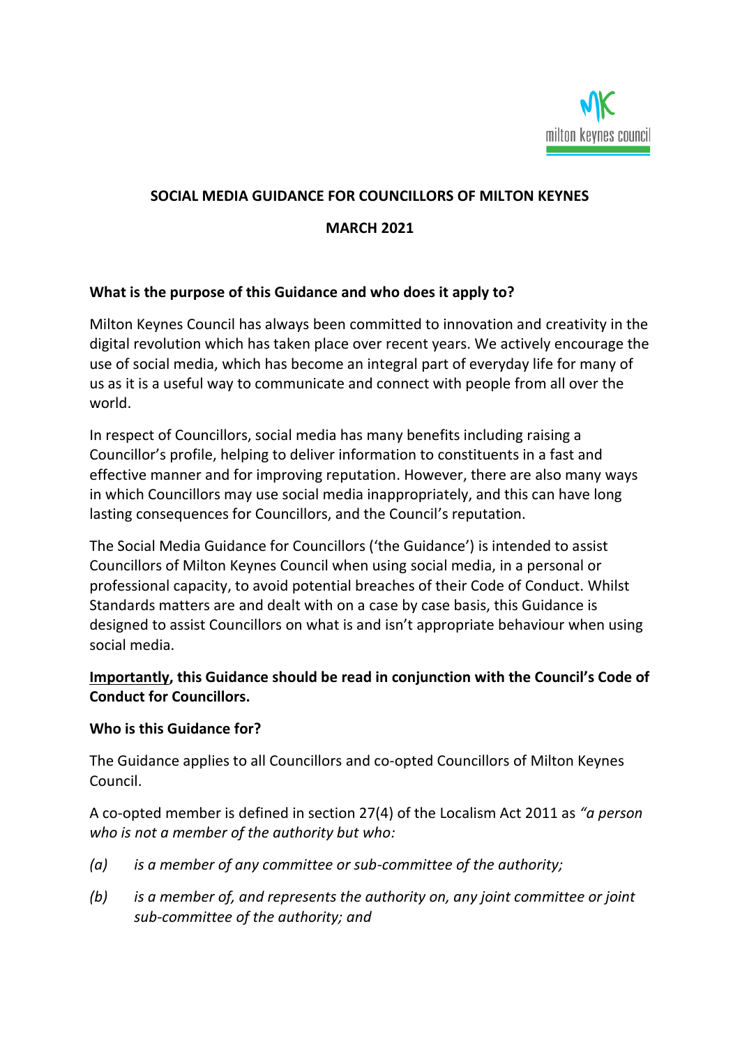# SOCIAL MEDIA GUIDANCE FOR COUNCILLORS OF MILTON KEYNES

## MARCH 2021

### What is the purpose of this Guidance and who does it apply to?

Milton Keynes Council has always been committed to innovation and creativity in the digital revolution which has taken place over recent years. We actively encourage the use of social media, which has become an integral part of everyday life for many of us as it is a useful way to communicate and connect with people from all over the world.

In respect of Councillors, social media has many benefits including raising a Councillor's profile, helping to deliver information to constituents in a fast and effective manner and for improving reputation. However, there are also many ways in which Councillors may use social media inappropriately, and this can have long lasting consequences for Councillors, and the Council's reputation.

The Social Media Guidance for Councillors ('the Guidance') is intended to assist Councillors of Milton Keynes Council when using social media, in a personal or professional capacity, to avoid potential breaches of their Code of Conduct. Whilst Standards matters are and dealt with on a case by case basis, this Guidance is designed to assist Councillors on what is and isn't appropriate behaviour when using social media.

**<u>Importantly</u>, this Guidance should be read in conjunction with the Council's Code of Conduct for Councillors.**

### Who is this Guidance for?

The Guidance applies to all Councillors and co-opted Councillors of Milton Keynes Council.

A co-opted member is defined in section 27(4) of the Localism Act 2011 as *"a person who is not a member of the authority but who:*

*(a) is a member of any committee or sub-committee of the authority;*

*(b) is a member of, and represents the authority on, any joint committee or joint sub-committee of the authority; and*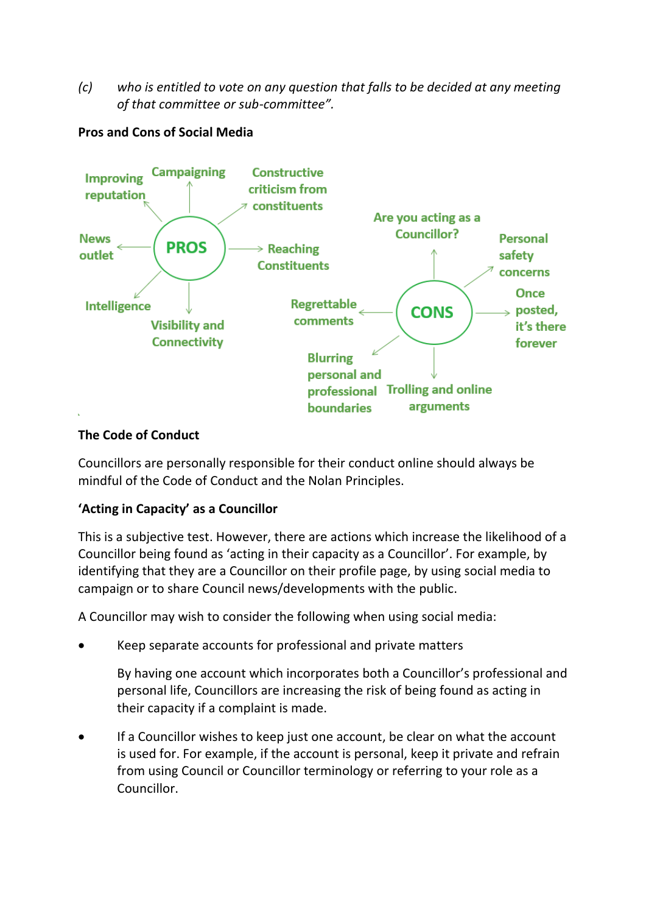(c) *who is entitled to vote on any question that falls to be decided at any meeting of that committee or sub-committee".*

**Pros and Cons of Social Media**

**PROS**

- Improving reputation
- Campaigning
- Constructive criticism from constituents
- Reaching Constituents
- Visibility and Connectivity
- Intelligence
- News outlet

**CONS**

- Are you acting as a Councillor?
- Personal safety concerns
- Once posted, it's there forever
- Trolling and online arguments
- Blurring personal and professional boundaries
- Regrettable comments

**The Code of Conduct**

Councillors are personally responsible for their conduct online should always be mindful of the Code of Conduct and the Nolan Principles.

**'Acting in Capacity' as a Councillor**

This is a subjective test. However, there are actions which increase the likelihood of a Councillor being found as 'acting in their capacity as a Councillor'. For example, by identifying that they are a Councillor on their profile page, by using social media to campaign or to share Council news/developments with the public.

A Councillor may wish to consider the following when using social media:

- Keep separate accounts for professional and private matters

  By having one account which incorporates both a Councillor's professional and personal life, Councillors are increasing the risk of being found as acting in their capacity if a complaint is made.

- If a Councillor wishes to keep just one account, be clear on what the account is used for. For example, if the account is personal, keep it private and refrain from using Council or Councillor terminology or referring to your role as a Councillor.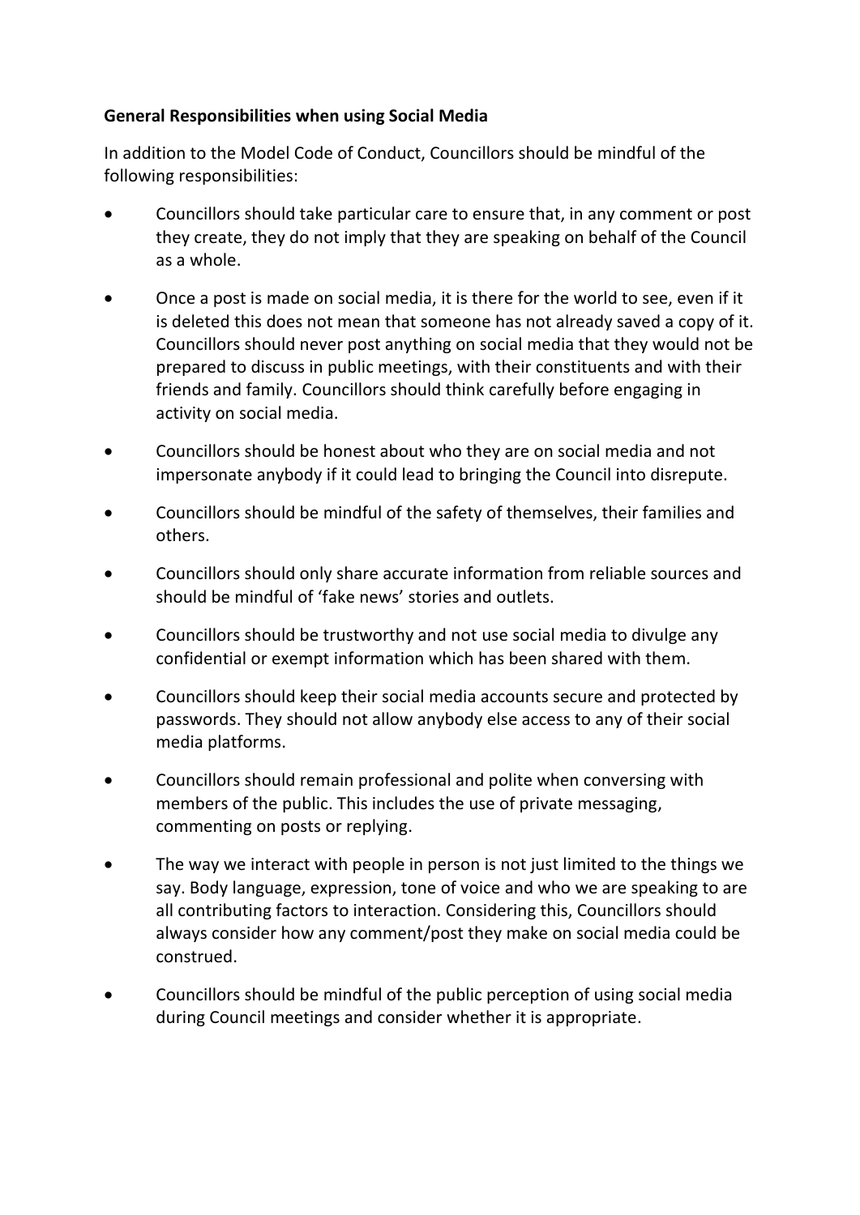**General Responsibilities when using Social Media**

In addition to the Model Code of Conduct, Councillors should be mindful of the following responsibilities:

- Councillors should take particular care to ensure that, in any comment or post they create, they do not imply that they are speaking on behalf of the Council as a whole.
- Once a post is made on social media, it is there for the world to see, even if it is deleted this does not mean that someone has not already saved a copy of it. Councillors should never post anything on social media that they would not be prepared to discuss in public meetings, with their constituents and with their friends and family. Councillors should think carefully before engaging in activity on social media.
- Councillors should be honest about who they are on social media and not impersonate anybody if it could lead to bringing the Council into disrepute.
- Councillors should be mindful of the safety of themselves, their families and others.
- Councillors should only share accurate information from reliable sources and should be mindful of 'fake news' stories and outlets.
- Councillors should be trustworthy and not use social media to divulge any confidential or exempt information which has been shared with them.
- Councillors should keep their social media accounts secure and protected by passwords. They should not allow anybody else access to any of their social media platforms.
- Councillors should remain professional and polite when conversing with members of the public. This includes the use of private messaging, commenting on posts or replying.
- The way we interact with people in person is not just limited to the things we say. Body language, expression, tone of voice and who we are speaking to are all contributing factors to interaction. Considering this, Councillors should always consider how any comment/post they make on social media could be construed.
- Councillors should be mindful of the public perception of using social media during Council meetings and consider whether it is appropriate.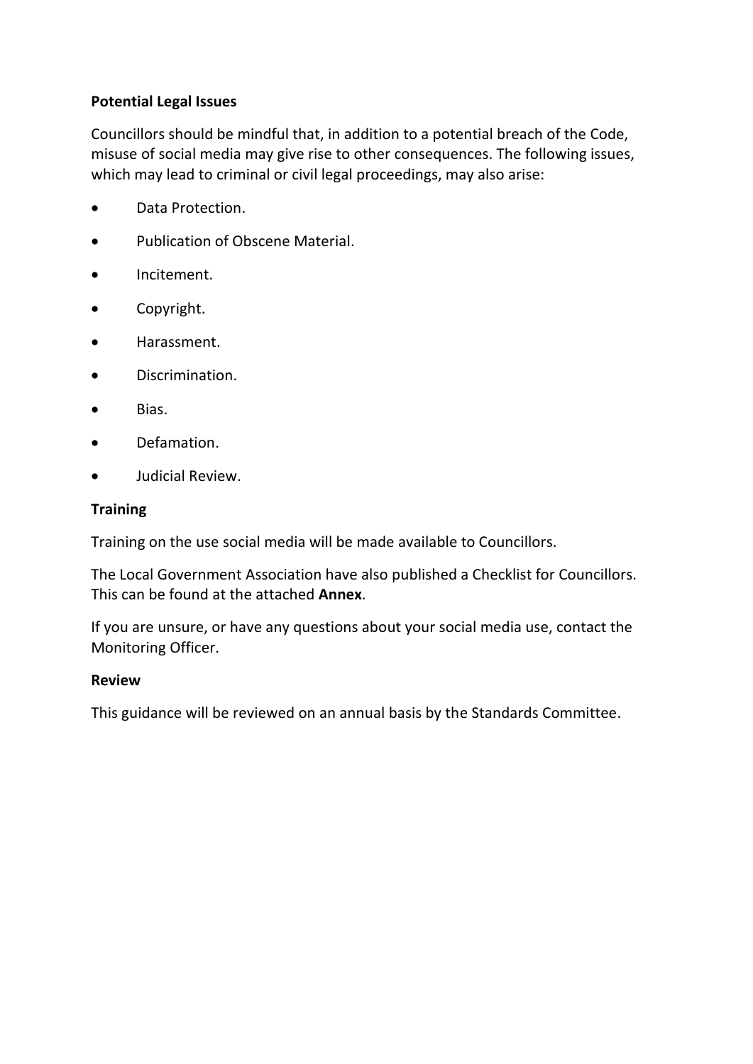**Potential Legal Issues**

Councillors should be mindful that, in addition to a potential breach of the Code, misuse of social media may give rise to other consequences. The following issues, which may lead to criminal or civil legal proceedings, may also arise:

- Data Protection.
- Publication of Obscene Material.
- Incitement.
- Copyright.
- Harassment.
- Discrimination.
- Bias.
- Defamation.
- Judicial Review.

**Training**

Training on the use social media will be made available to Councillors.

The Local Government Association have also published a Checklist for Councillors. This can be found at the attached **Annex**.

If you are unsure, or have any questions about your social media use, contact the Monitoring Officer.

**Review**

This guidance will be reviewed on an annual basis by the Standards Committee.